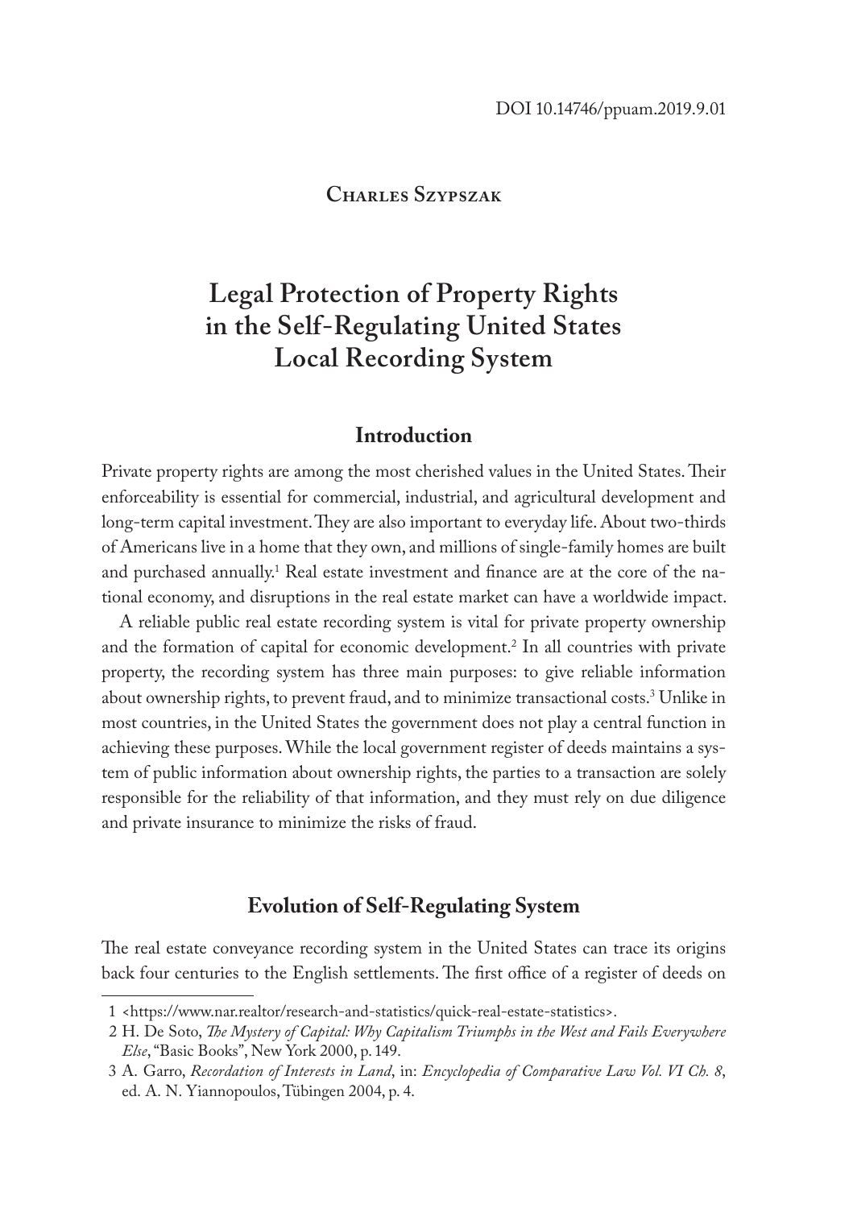DOI 10.14746/ppuam.2019.9.01

Charles Szypszak

# Legal Protection of Property Rights in the Self-Regulating United States Local Recording System

## Introduction

Private property rights are among the most cherished values in the United States. Their enforceability is essential for commercial, industrial, and agricultural development and long-term capital investment. They are also important to everyday life. About two-thirds of Americans live in a home that they own, and millions of single-family homes are built and purchased annually.[1] Real estate investment and finance are at the core of the national economy, and disruptions in the real estate market can have a worldwide impact.

A reliable public real estate recording system is vital for private property ownership and the formation of capital for economic development.[2] In all countries with private property, the recording system has three main purposes: to give reliable information about ownership rights, to prevent fraud, and to minimize transactional costs.[3] Unlike in most countries, in the United States the government does not play a central function in achieving these purposes. While the local government register of deeds maintains a system of public information about ownership rights, the parties to a transaction are solely responsible for the reliability of that information, and they must rely on due diligence and private insurance to minimize the risks of fraud.

## Evolution of Self-Regulating System

The real estate conveyance recording system in the United States can trace its origins back four centuries to the English settlements. The first office of a register of deeds on

---

1 <https://www.nar.realtor/research-and-statistics/quick-real-estate-statistics>.

2 H. De Soto, *The Mystery of Capital: Why Capitalism Triumphs in the West and Fails Everywhere Else*, "Basic Books", New York 2000, p. 149.

3 A. Garro, *Recordation of Interests in Land*, in: *Encyclopedia of Comparative Law Vol. VI Ch. 8*, ed. A. N. Yiannopoulos, Tübingen 2004, p. 4.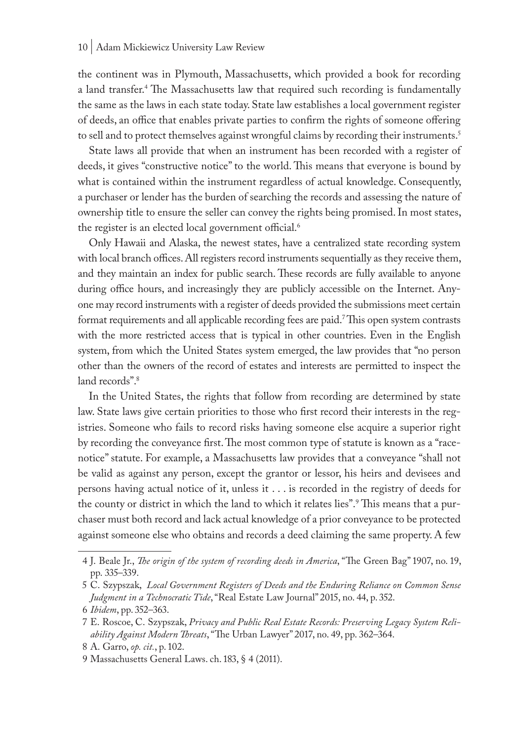the continent was in Plymouth, Massachusetts, which provided a book for recording a land transfer.[4] The Massachusetts law that required such recording is fundamentally the same as the laws in each state today. State law establishes a local government register of deeds, an office that enables private parties to confirm the rights of someone offering to sell and to protect themselves against wrongful claims by recording their instruments.[5]

State laws all provide that when an instrument has been recorded with a register of deeds, it gives "constructive notice" to the world. This means that everyone is bound by what is contained within the instrument regardless of actual knowledge. Consequently, a purchaser or lender has the burden of searching the records and assessing the nature of ownership title to ensure the seller can convey the rights being promised. In most states, the register is an elected local government official.[6]

Only Hawaii and Alaska, the newest states, have a centralized state recording system with local branch offices. All registers record instruments sequentially as they receive them, and they maintain an index for public search. These records are fully available to anyone during office hours, and increasingly they are publicly accessible on the Internet. Anyone may record instruments with a register of deeds provided the submissions meet certain format requirements and all applicable recording fees are paid.[7] This open system contrasts with the more restricted access that is typical in other countries. Even in the English system, from which the United States system emerged, the law provides that "no person other than the owners of the record of estates and interests are permitted to inspect the land records".[8]

In the United States, the rights that follow from recording are determined by state law. State laws give certain priorities to those who first record their interests in the registries. Someone who fails to record risks having someone else acquire a superior right by recording the conveyance first. The most common type of statute is known as a "race-notice" statute. For example, a Massachusetts law provides that a conveyance "shall not be valid as against any person, except the grantor or lessor, his heirs and devisees and persons having actual notice of it, unless it . . . is recorded in the registry of deeds for the county or district in which the land to which it relates lies".[9] This means that a purchaser must both record and lack actual knowledge of a prior conveyance to be protected against someone else who obtains and records a deed claiming the same property. A few

---

4 J. Beale Jr., *The origin of the system of recording deeds in America*, "The Green Bag" 1907, no. 19, pp. 335–339.

5 C. Szypszak, *Local Government Registers of Deeds and the Enduring Reliance on Common Sense Judgment in a Technocratic Tide*, "Real Estate Law Journal" 2015, no. 44, p. 352.

6 *Ibidem*, pp. 352–363.

7 E. Roscoe, C. Szypszak, *Privacy and Public Real Estate Records: Preserving Legacy System Reliability Against Modern Threats*, "The Urban Lawyer" 2017, no. 49, pp. 362–364.

8 A. Garro, *op. cit.*, p. 102.

9 Massachusetts General Laws. ch. 183, § 4 (2011).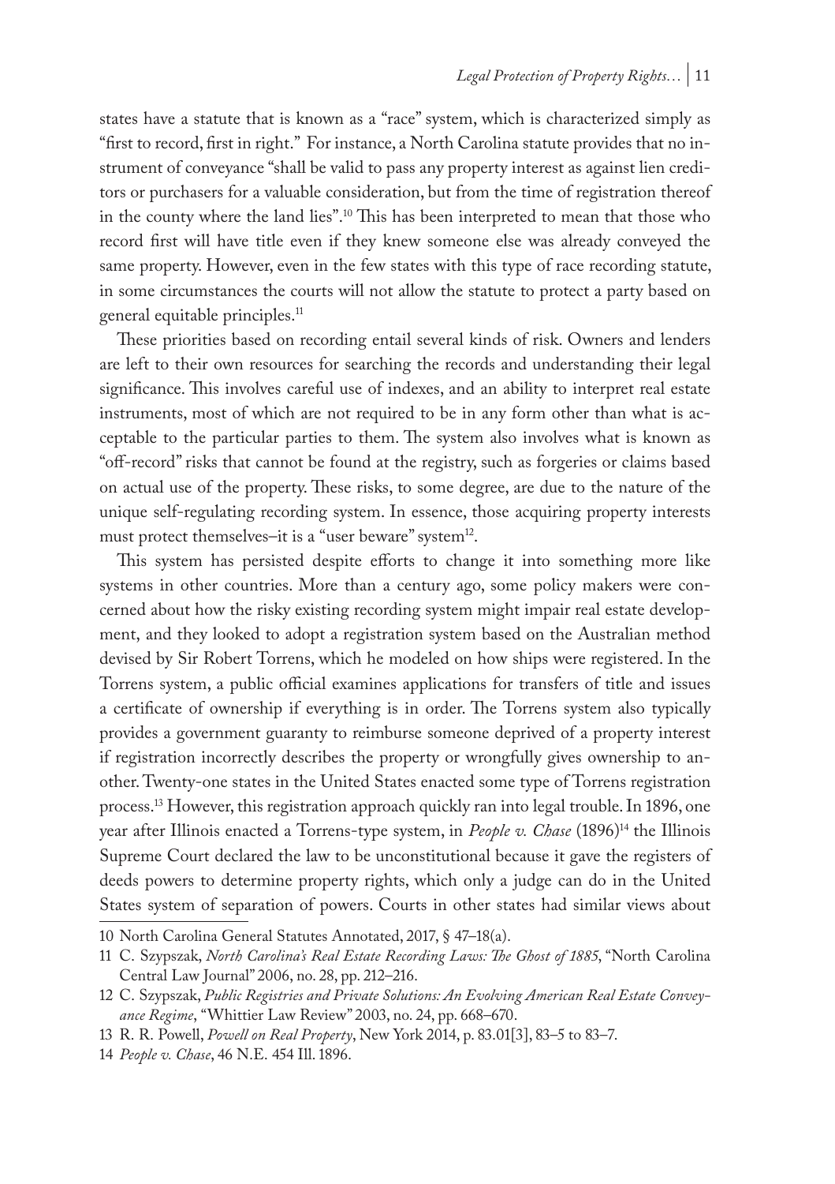states have a statute that is known as a "race" system, which is characterized simply as "first to record, first in right." For instance, a North Carolina statute provides that no instrument of conveyance "shall be valid to pass any property interest as against lien creditors or purchasers for a valuable consideration, but from the time of registration thereof in the county where the land lies".[10] This has been interpreted to mean that those who record first will have title even if they knew someone else was already conveyed the same property. However, even in the few states with this type of race recording statute, in some circumstances the courts will not allow the statute to protect a party based on general equitable principles.[11]

These priorities based on recording entail several kinds of risk. Owners and lenders are left to their own resources for searching the records and understanding their legal significance. This involves careful use of indexes, and an ability to interpret real estate instruments, most of which are not required to be in any form other than what is acceptable to the particular parties to them. The system also involves what is known as "off-record" risks that cannot be found at the registry, such as forgeries or claims based on actual use of the property. These risks, to some degree, are due to the nature of the unique self-regulating recording system. In essence, those acquiring property interests must protect themselves–it is a "user beware" system[12].

This system has persisted despite efforts to change it into something more like systems in other countries. More than a century ago, some policy makers were concerned about how the risky existing recording system might impair real estate development, and they looked to adopt a registration system based on the Australian method devised by Sir Robert Torrens, which he modeled on how ships were registered. In the Torrens system, a public official examines applications for transfers of title and issues a certificate of ownership if everything is in order. The Torrens system also typically provides a government guaranty to reimburse someone deprived of a property interest if registration incorrectly describes the property or wrongfully gives ownership to another. Twenty-one states in the United States enacted some type of Torrens registration process.[13] However, this registration approach quickly ran into legal trouble. In 1896, one year after Illinois enacted a Torrens-type system, in *People v. Chase* (1896)[14] the Illinois Supreme Court declared the law to be unconstitutional because it gave the registers of deeds powers to determine property rights, which only a judge can do in the United States system of separation of powers. Courts in other states had similar views about

---

10 North Carolina General Statutes Annotated, 2017, § 47–18(a).

11 C. Szypszak, *North Carolina's Real Estate Recording Laws: The Ghost of 1885*, "North Carolina Central Law Journal" 2006, no. 28, pp. 212–216.

12 C. Szypszak, *Public Registries and Private Solutions: An Evolving American Real Estate Conveyance Regime*, "Whittier Law Review" 2003, no. 24, pp. 668–670.

13 R. R. Powell, *Powell on Real Property*, New York 2014, p. 83.01[3], 83–5 to 83–7.

14 *People v. Chase*, 46 N.E. 454 Ill. 1896.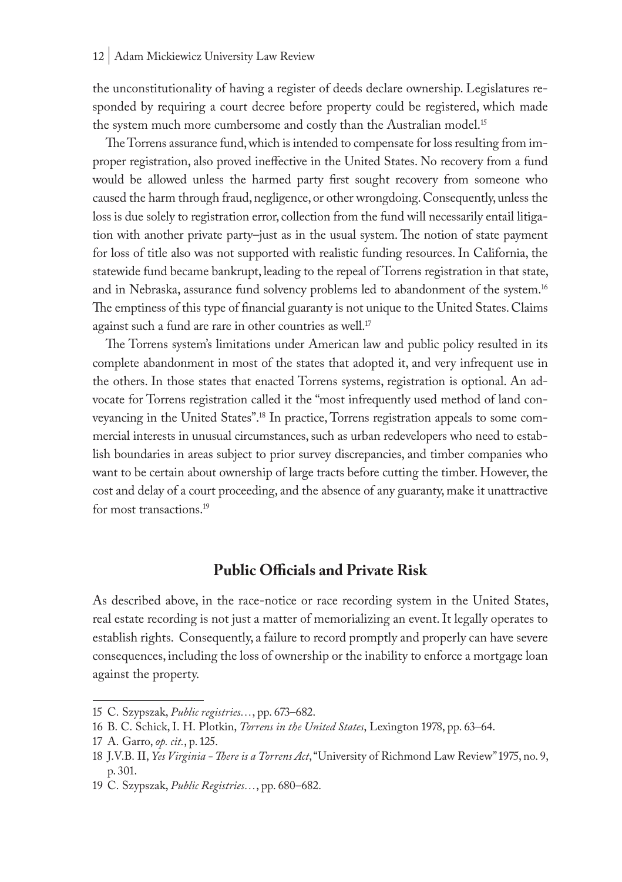the unconstitutionality of having a register of deeds declare ownership. Legislatures responded by requiring a court decree before property could be registered, which made the system much more cumbersome and costly than the Australian model.[15]

The Torrens assurance fund, which is intended to compensate for loss resulting from improper registration, also proved ineffective in the United States. No recovery from a fund would be allowed unless the harmed party first sought recovery from someone who caused the harm through fraud, negligence, or other wrongdoing. Consequently, unless the loss is due solely to registration error, collection from the fund will necessarily entail litigation with another private party–just as in the usual system. The notion of state payment for loss of title also was not supported with realistic funding resources. In California, the statewide fund became bankrupt, leading to the repeal of Torrens registration in that state, and in Nebraska, assurance fund solvency problems led to abandonment of the system.[16] The emptiness of this type of financial guaranty is not unique to the United States. Claims against such a fund are rare in other countries as well.[17]

The Torrens system's limitations under American law and public policy resulted in its complete abandonment in most of the states that adopted it, and very infrequent use in the others. In those states that enacted Torrens systems, registration is optional. An advocate for Torrens registration called it the "most infrequently used method of land conveyancing in the United States".[18] In practice, Torrens registration appeals to some commercial interests in unusual circumstances, such as urban redevelopers who need to establish boundaries in areas subject to prior survey discrepancies, and timber companies who want to be certain about ownership of large tracts before cutting the timber. However, the cost and delay of a court proceeding, and the absence of any guaranty, make it unattractive for most transactions.[19]

## Public Officials and Private Risk

As described above, in the race-notice or race recording system in the United States, real estate recording is not just a matter of memorializing an event. It legally operates to establish rights. Consequently, a failure to record promptly and properly can have severe consequences, including the loss of ownership or the inability to enforce a mortgage loan against the property.

---

15 C. Szypszak, *Public registries…*, pp. 673–682.

16 B. C. Schick, I. H. Plotkin, *Torrens in the United States*, Lexington 1978, pp. 63–64.

17 A. Garro, *op. cit.*, p. 125.

18 J.V.B. II, *Yes Virginia - There is a Torrens Act*, "University of Richmond Law Review" 1975, no. 9, p. 301.

19 C. Szypszak, *Public Registries…*, pp. 680–682.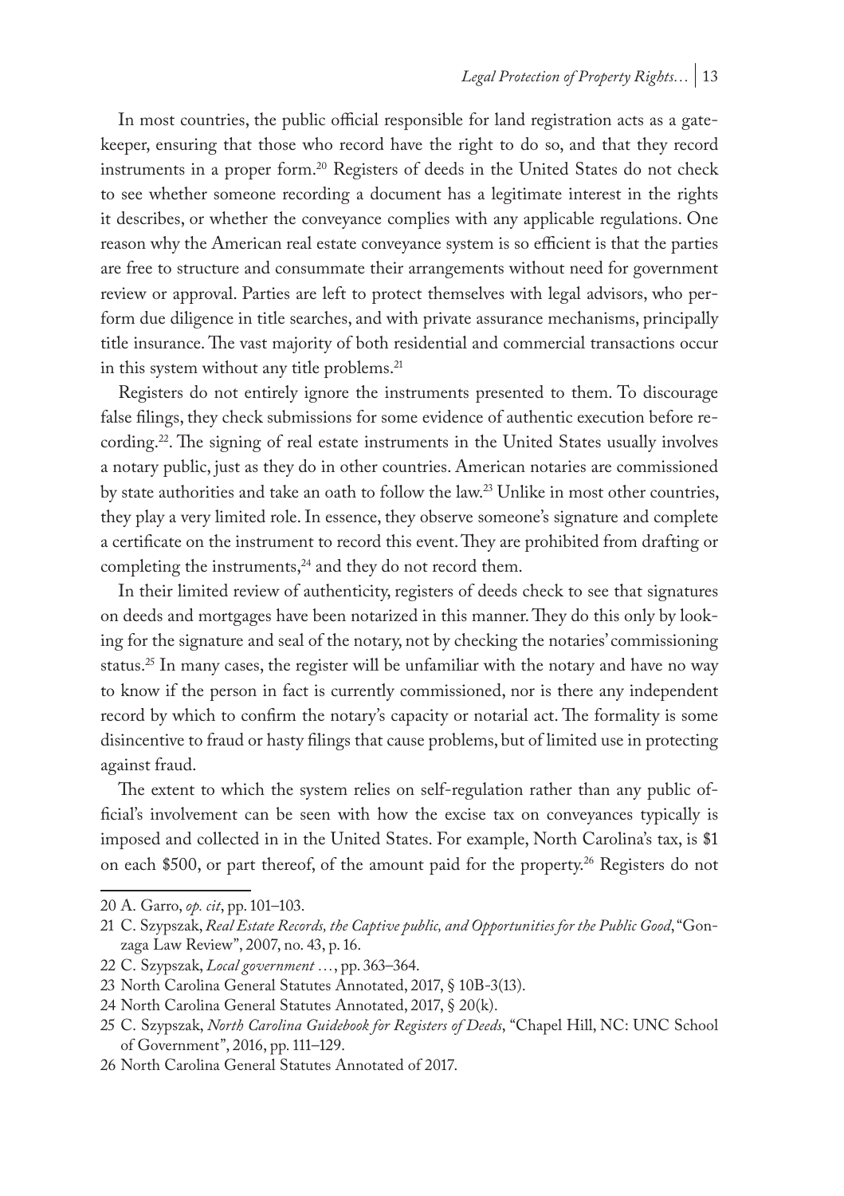In most countries, the public official responsible for land registration acts as a gatekeeper, ensuring that those who record have the right to do so, and that they record instruments in a proper form.[20] Registers of deeds in the United States do not check to see whether someone recording a document has a legitimate interest in the rights it describes, or whether the conveyance complies with any applicable regulations. One reason why the American real estate conveyance system is so efficient is that the parties are free to structure and consummate their arrangements without need for government review or approval. Parties are left to protect themselves with legal advisors, who perform due diligence in title searches, and with private assurance mechanisms, principally title insurance. The vast majority of both residential and commercial transactions occur in this system without any title problems.[21]

Registers do not entirely ignore the instruments presented to them. To discourage false filings, they check submissions for some evidence of authentic execution before recording.[22]. The signing of real estate instruments in the United States usually involves a notary public, just as they do in other countries. American notaries are commissioned by state authorities and take an oath to follow the law.[23] Unlike in most other countries, they play a very limited role. In essence, they observe someone's signature and complete a certificate on the instrument to record this event. They are prohibited from drafting or completing the instruments,[24] and they do not record them.

In their limited review of authenticity, registers of deeds check to see that signatures on deeds and mortgages have been notarized in this manner. They do this only by looking for the signature and seal of the notary, not by checking the notaries' commissioning status.[25] In many cases, the register will be unfamiliar with the notary and have no way to know if the person in fact is currently commissioned, nor is there any independent record by which to confirm the notary's capacity or notarial act. The formality is some disincentive to fraud or hasty filings that cause problems, but of limited use in protecting against fraud.

The extent to which the system relies on self-regulation rather than any public official's involvement can be seen with how the excise tax on conveyances typically is imposed and collected in in the United States. For example, North Carolina's tax, is $1 on each $500, or part thereof, of the amount paid for the property.[26] Registers do not

---

20 A. Garro, *op. cit*, pp. 101–103.

21 C. Szypszak, *Real Estate Records, the Captive public, and Opportunities for the Public Good*, "Gonzaga Law Review", 2007, no. 43, p. 16.

22 C. Szypszak, *Local government …*, pp. 363–364.

23 North Carolina General Statutes Annotated, 2017, § 10B-3(13).

24 North Carolina General Statutes Annotated, 2017, § 20(k).

25 C. Szypszak, *North Carolina Guidebook for Registers of Deeds*, "Chapel Hill, NC: UNC School of Government", 2016, pp. 111–129.

26 North Carolina General Statutes Annotated of 2017.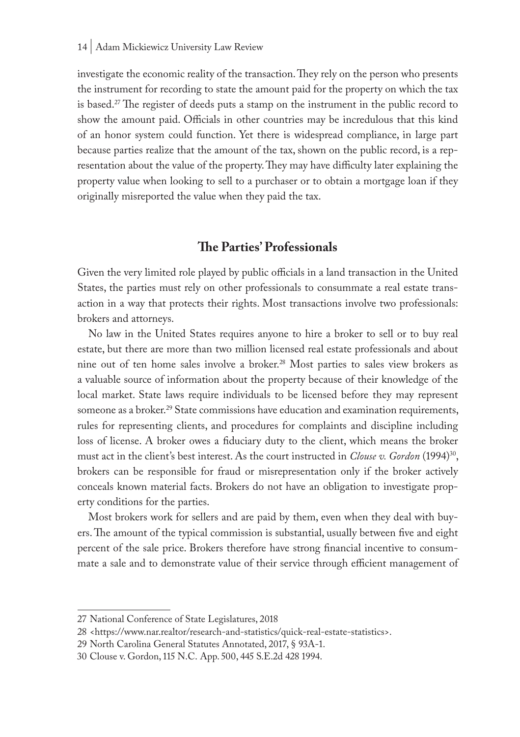investigate the economic reality of the transaction. They rely on the person who presents the instrument for recording to state the amount paid for the property on which the tax is based.[27] The register of deeds puts a stamp on the instrument in the public record to show the amount paid. Officials in other countries may be incredulous that this kind of an honor system could function. Yet there is widespread compliance, in large part because parties realize that the amount of the tax, shown on the public record, is a representation about the value of the property. They may have difficulty later explaining the property value when looking to sell to a purchaser or to obtain a mortgage loan if they originally misreported the value when they paid the tax.

## The Parties' Professionals

Given the very limited role played by public officials in a land transaction in the United States, the parties must rely on other professionals to consummate a real estate transaction in a way that protects their rights. Most transactions involve two professionals: brokers and attorneys.

No law in the United States requires anyone to hire a broker to sell or to buy real estate, but there are more than two million licensed real estate professionals and about nine out of ten home sales involve a broker.[28] Most parties to sales view brokers as a valuable source of information about the property because of their knowledge of the local market. State laws require individuals to be licensed before they may represent someone as a broker.[29] State commissions have education and examination requirements, rules for representing clients, and procedures for complaints and discipline including loss of license. A broker owes a fiduciary duty to the client, which means the broker must act in the client's best interest. As the court instructed in *Clouse v. Gordon* (1994)[30], brokers can be responsible for fraud or misrepresentation only if the broker actively conceals known material facts. Brokers do not have an obligation to investigate property conditions for the parties.

Most brokers work for sellers and are paid by them, even when they deal with buyers. The amount of the typical commission is substantial, usually between five and eight percent of the sale price. Brokers therefore have strong financial incentive to consummate a sale and to demonstrate value of their service through efficient management of

---

27 National Conference of State Legislatures, 2018

28 <https://www.nar.realtor/research-and-statistics/quick-real-estate-statistics>.

29 North Carolina General Statutes Annotated, 2017, § 93A-1.

30 Clouse v. Gordon, 115 N.C. App. 500, 445 S.E.2d 428 1994.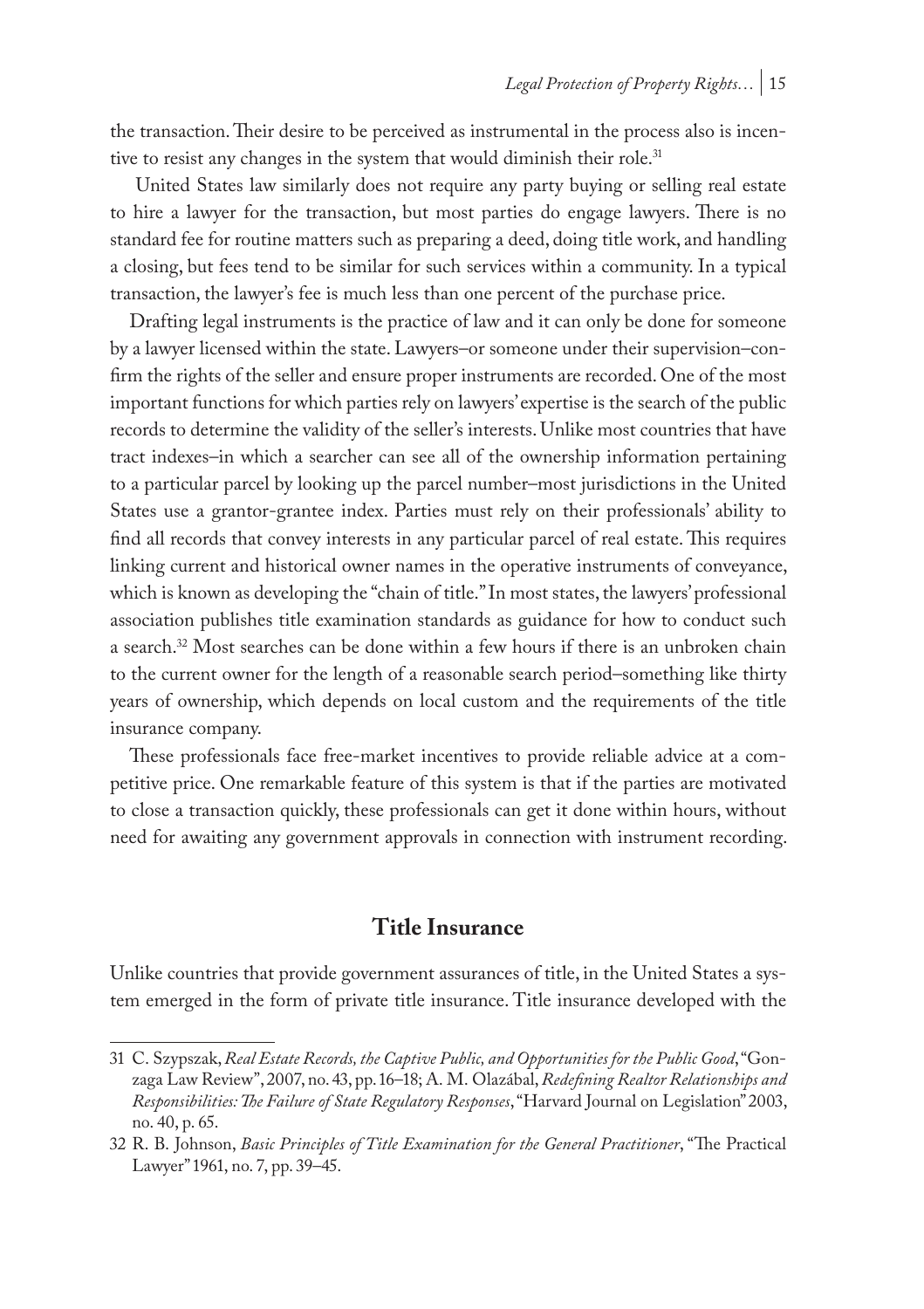the transaction. Their desire to be perceived as instrumental in the process also is incentive to resist any changes in the system that would diminish their role.[31]

United States law similarly does not require any party buying or selling real estate to hire a lawyer for the transaction, but most parties do engage lawyers. There is no standard fee for routine matters such as preparing a deed, doing title work, and handling a closing, but fees tend to be similar for such services within a community. In a typical transaction, the lawyer's fee is much less than one percent of the purchase price.

Drafting legal instruments is the practice of law and it can only be done for someone by a lawyer licensed within the state. Lawyers–or someone under their supervision–confirm the rights of the seller and ensure proper instruments are recorded. One of the most important functions for which parties rely on lawyers' expertise is the search of the public records to determine the validity of the seller's interests. Unlike most countries that have tract indexes–in which a searcher can see all of the ownership information pertaining to a particular parcel by looking up the parcel number–most jurisdictions in the United States use a grantor-grantee index. Parties must rely on their professionals' ability to find all records that convey interests in any particular parcel of real estate. This requires linking current and historical owner names in the operative instruments of conveyance, which is known as developing the "chain of title." In most states, the lawyers' professional association publishes title examination standards as guidance for how to conduct such a search.[32] Most searches can be done within a few hours if there is an unbroken chain to the current owner for the length of a reasonable search period–something like thirty years of ownership, which depends on local custom and the requirements of the title insurance company.

These professionals face free-market incentives to provide reliable advice at a competitive price. One remarkable feature of this system is that if the parties are motivated to close a transaction quickly, these professionals can get it done within hours, without need for awaiting any government approvals in connection with instrument recording.

## Title Insurance

Unlike countries that provide government assurances of title, in the United States a system emerged in the form of private title insurance. Title insurance developed with the

---

31 C. Szypszak, *Real Estate Records, the Captive Public, and Opportunities for the Public Good*, "Gonzaga Law Review", 2007, no. 43, pp. 16–18; A. M. Olazábal, *Redefining Realtor Relationships and Responsibilities: The Failure of State Regulatory Responses*, "Harvard Journal on Legislation" 2003, no. 40, p. 65.

32 R. B. Johnson, *Basic Principles of Title Examination for the General Practitioner*, "The Practical Lawyer" 1961, no. 7, pp. 39–45.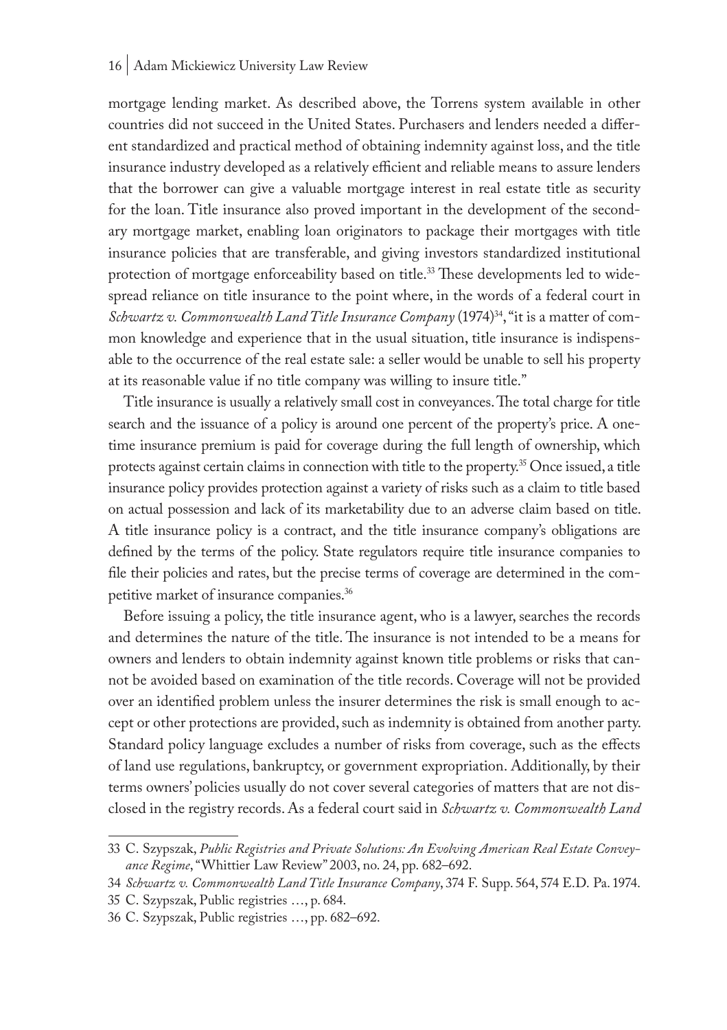mortgage lending market. As described above, the Torrens system available in other countries did not succeed in the United States. Purchasers and lenders needed a different standardized and practical method of obtaining indemnity against loss, and the title insurance industry developed as a relatively efficient and reliable means to assure lenders that the borrower can give a valuable mortgage interest in real estate title as security for the loan. Title insurance also proved important in the development of the secondary mortgage market, enabling loan originators to package their mortgages with title insurance policies that are transferable, and giving investors standardized institutional protection of mortgage enforceability based on title.[33] These developments led to widespread reliance on title insurance to the point where, in the words of a federal court in *Schwartz v. Commonwealth Land Title Insurance Company* (1974)[34], "it is a matter of common knowledge and experience that in the usual situation, title insurance is indispensable to the occurrence of the real estate sale: a seller would be unable to sell his property at its reasonable value if no title company was willing to insure title."

Title insurance is usually a relatively small cost in conveyances. The total charge for title search and the issuance of a policy is around one percent of the property's price. A one-time insurance premium is paid for coverage during the full length of ownership, which protects against certain claims in connection with title to the property.[35] Once issued, a title insurance policy provides protection against a variety of risks such as a claim to title based on actual possession and lack of its marketability due to an adverse claim based on title. A title insurance policy is a contract, and the title insurance company's obligations are defined by the terms of the policy. State regulators require title insurance companies to file their policies and rates, but the precise terms of coverage are determined in the competitive market of insurance companies.[36]

Before issuing a policy, the title insurance agent, who is a lawyer, searches the records and determines the nature of the title. The insurance is not intended to be a means for owners and lenders to obtain indemnity against known title problems or risks that cannot be avoided based on examination of the title records. Coverage will not be provided over an identified problem unless the insurer determines the risk is small enough to accept or other protections are provided, such as indemnity is obtained from another party. Standard policy language excludes a number of risks from coverage, such as the effects of land use regulations, bankruptcy, or government expropriation. Additionally, by their terms owners' policies usually do not cover several categories of matters that are not disclosed in the registry records. As a federal court said in *Schwartz v. Commonwealth Land*

---

33 C. Szypszak, *Public Registries and Private Solutions: An Evolving American Real Estate Conveyance Regime*, "Whittier Law Review" 2003, no. 24, pp. 682–692.

34 *Schwartz v. Commonwealth Land Title Insurance Company*, 374 F. Supp. 564, 574 E.D. Pa. 1974.

35 C. Szypszak, Public registries …, p. 684.

36 C. Szypszak, Public registries …, pp. 682–692.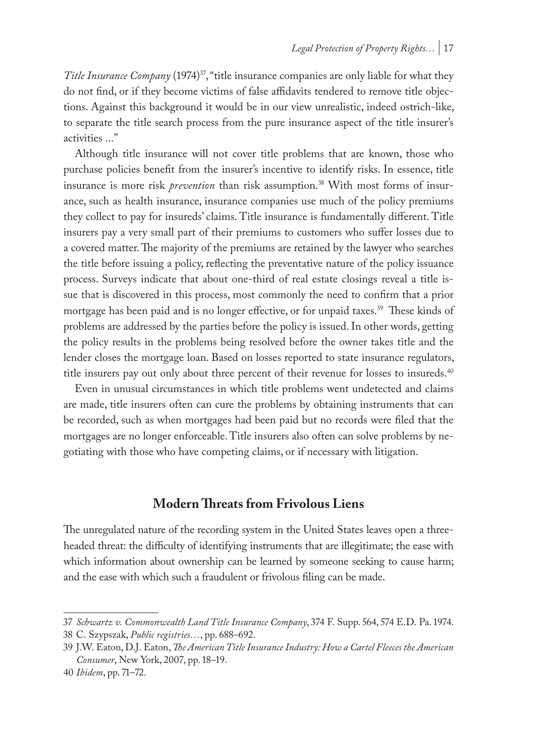*Title Insurance Company* (1974)[37], "title insurance companies are only liable for what they do not find, or if they become victims of false affidavits tendered to remove title objections. Against this background it would be in our view unrealistic, indeed ostrich-like, to separate the title search process from the pure insurance aspect of the title insurer's activities ..."

Although title insurance will not cover title problems that are known, those who purchase policies benefit from the insurer's incentive to identify risks. In essence, title insurance is more risk *prevention* than risk assumption.[38] With most forms of insurance, such as health insurance, insurance companies use much of the policy premiums they collect to pay for insureds' claims. Title insurance is fundamentally different. Title insurers pay a very small part of their premiums to customers who suffer losses due to a covered matter. The majority of the premiums are retained by the lawyer who searches the title before issuing a policy, reflecting the preventative nature of the policy issuance process. Surveys indicate that about one-third of real estate closings reveal a title issue that is discovered in this process, most commonly the need to confirm that a prior mortgage has been paid and is no longer effective, or for unpaid taxes.[39] These kinds of problems are addressed by the parties before the policy is issued. In other words, getting the policy results in the problems being resolved before the owner takes title and the lender closes the mortgage loan. Based on losses reported to state insurance regulators, title insurers pay out only about three percent of their revenue for losses to insureds.[40]

Even in unusual circumstances in which title problems went undetected and claims are made, title insurers often can cure the problems by obtaining instruments that can be recorded, such as when mortgages had been paid but no records were filed that the mortgages are no longer enforceable. Title insurers also often can solve problems by negotiating with those who have competing claims, or if necessary with litigation.

## Modern Threats from Frivolous Liens

The unregulated nature of the recording system in the United States leaves open a three-headed threat: the difficulty of identifying instruments that are illegitimate; the ease with which information about ownership can be learned by someone seeking to cause harm; and the ease with which such a fraudulent or frivolous filing can be made.

---

37 *Schwartz v. Commonwealth Land Title Insurance Company*, 374 F. Supp. 564, 574 E.D. Pa. 1974.

38 C. Szypszak, *Public registries…*, pp. 688–692.

39 J.W. Eaton, D.J. Eaton, *The American Title Insurance Industry: How a Cartel Fleeces the American Consumer*, New York, 2007, pp. 18–19.

40 *Ibidem*, pp. 71–72.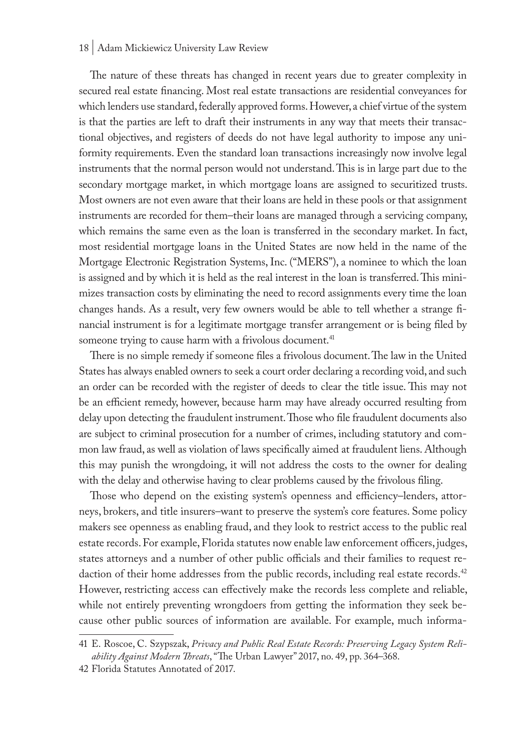The nature of these threats has changed in recent years due to greater complexity in secured real estate financing. Most real estate transactions are residential conveyances for which lenders use standard, federally approved forms. However, a chief virtue of the system is that the parties are left to draft their instruments in any way that meets their transactional objectives, and registers of deeds do not have legal authority to impose any uniformity requirements. Even the standard loan transactions increasingly now involve legal instruments that the normal person would not understand. This is in large part due to the secondary mortgage market, in which mortgage loans are assigned to securitized trusts. Most owners are not even aware that their loans are held in these pools or that assignment instruments are recorded for them–their loans are managed through a servicing company, which remains the same even as the loan is transferred in the secondary market. In fact, most residential mortgage loans in the United States are now held in the name of the Mortgage Electronic Registration Systems, Inc. ("MERS"), a nominee to which the loan is assigned and by which it is held as the real interest in the loan is transferred. This minimizes transaction costs by eliminating the need to record assignments every time the loan changes hands. As a result, very few owners would be able to tell whether a strange financial instrument is for a legitimate mortgage transfer arrangement or is being filed by someone trying to cause harm with a frivolous document.[41]

There is no simple remedy if someone files a frivolous document. The law in the United States has always enabled owners to seek a court order declaring a recording void, and such an order can be recorded with the register of deeds to clear the title issue. This may not be an efficient remedy, however, because harm may have already occurred resulting from delay upon detecting the fraudulent instrument. Those who file fraudulent documents also are subject to criminal prosecution for a number of crimes, including statutory and common law fraud, as well as violation of laws specifically aimed at fraudulent liens. Although this may punish the wrongdoing, it will not address the costs to the owner for dealing with the delay and otherwise having to clear problems caused by the frivolous filing.

Those who depend on the existing system's openness and efficiency–lenders, attorneys, brokers, and title insurers–want to preserve the system's core features. Some policy makers see openness as enabling fraud, and they look to restrict access to the public real estate records. For example, Florida statutes now enable law enforcement officers, judges, states attorneys and a number of other public officials and their families to request redaction of their home addresses from the public records, including real estate records.[42] However, restricting access can effectively make the records less complete and reliable, while not entirely preventing wrongdoers from getting the information they seek because other public sources of information are available. For example, much informa-

---

41 E. Roscoe, C. Szypszak, *Privacy and Public Real Estate Records: Preserving Legacy System Reliability Against Modern Threats*, "The Urban Lawyer" 2017, no. 49, pp. 364–368.

42 Florida Statutes Annotated of 2017.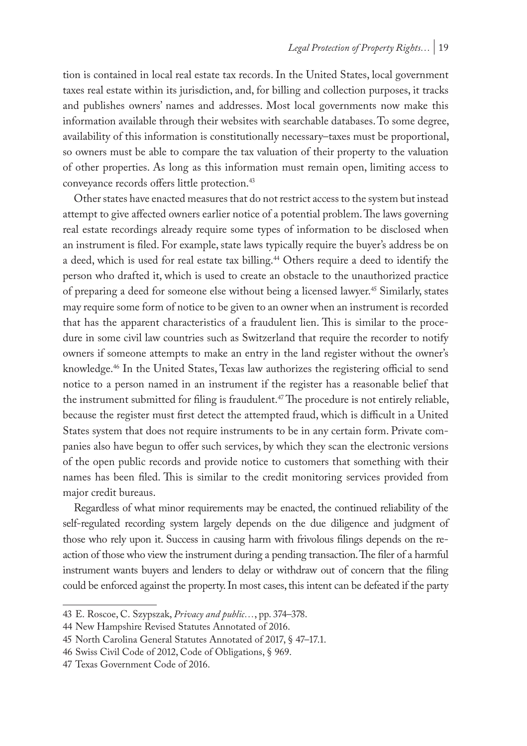tion is contained in local real estate tax records. In the United States, local government taxes real estate within its jurisdiction, and, for billing and collection purposes, it tracks and publishes owners' names and addresses. Most local governments now make this information available through their websites with searchable databases. To some degree, availability of this information is constitutionally necessary–taxes must be proportional, so owners must be able to compare the tax valuation of their property to the valuation of other properties. As long as this information must remain open, limiting access to conveyance records offers little protection.[43]

Other states have enacted measures that do not restrict access to the system but instead attempt to give affected owners earlier notice of a potential problem. The laws governing real estate recordings already require some types of information to be disclosed when an instrument is filed. For example, state laws typically require the buyer's address be on a deed, which is used for real estate tax billing.[44] Others require a deed to identify the person who drafted it, which is used to create an obstacle to the unauthorized practice of preparing a deed for someone else without being a licensed lawyer.[45] Similarly, states may require some form of notice to be given to an owner when an instrument is recorded that has the apparent characteristics of a fraudulent lien. This is similar to the procedure in some civil law countries such as Switzerland that require the recorder to notify owners if someone attempts to make an entry in the land register without the owner's knowledge.[46] In the United States, Texas law authorizes the registering official to send notice to a person named in an instrument if the register has a reasonable belief that the instrument submitted for filing is fraudulent.[47] The procedure is not entirely reliable, because the register must first detect the attempted fraud, which is difficult in a United States system that does not require instruments to be in any certain form. Private companies also have begun to offer such services, by which they scan the electronic versions of the open public records and provide notice to customers that something with their names has been filed. This is similar to the credit monitoring services provided from major credit bureaus.

Regardless of what minor requirements may be enacted, the continued reliability of the self-regulated recording system largely depends on the due diligence and judgment of those who rely upon it. Success in causing harm with frivolous filings depends on the reaction of those who view the instrument during a pending transaction. The filer of a harmful instrument wants buyers and lenders to delay or withdraw out of concern that the filing could be enforced against the property. In most cases, this intent can be defeated if the party

---

43 E. Roscoe, C. Szypszak, *Privacy and public…*, pp. 374–378.

44 New Hampshire Revised Statutes Annotated of 2016.

45 North Carolina General Statutes Annotated of 2017, § 47–17.1.

46 Swiss Civil Code of 2012, Code of Obligations, § 969.

47 Texas Government Code of 2016.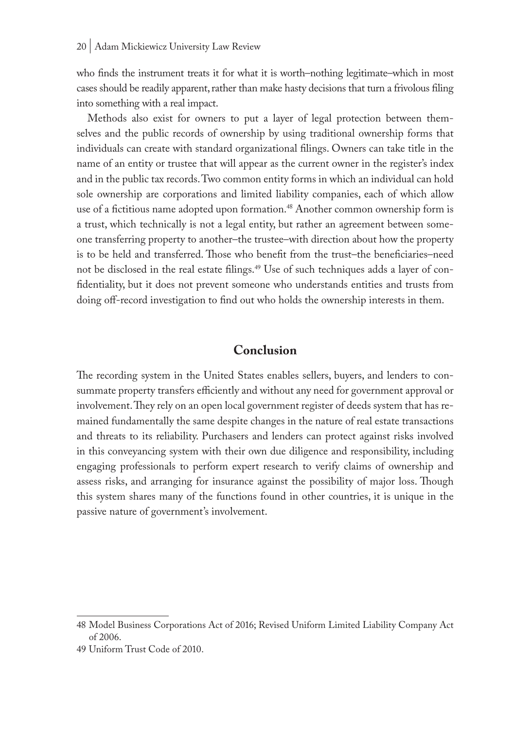who finds the instrument treats it for what it is worth–nothing legitimate–which in most cases should be readily apparent, rather than make hasty decisions that turn a frivolous filing into something with a real impact.

Methods also exist for owners to put a layer of legal protection between themselves and the public records of ownership by using traditional ownership forms that individuals can create with standard organizational filings. Owners can take title in the name of an entity or trustee that will appear as the current owner in the register's index and in the public tax records. Two common entity forms in which an individual can hold sole ownership are corporations and limited liability companies, each of which allow use of a fictitious name adopted upon formation.[48] Another common ownership form is a trust, which technically is not a legal entity, but rather an agreement between someone transferring property to another–the trustee–with direction about how the property is to be held and transferred. Those who benefit from the trust–the beneficiaries–need not be disclosed in the real estate filings.[49] Use of such techniques adds a layer of confidentiality, but it does not prevent someone who understands entities and trusts from doing off-record investigation to find out who holds the ownership interests in them.

## Conclusion

The recording system in the United States enables sellers, buyers, and lenders to consummate property transfers efficiently and without any need for government approval or involvement. They rely on an open local government register of deeds system that has remained fundamentally the same despite changes in the nature of real estate transactions and threats to its reliability. Purchasers and lenders can protect against risks involved in this conveyancing system with their own due diligence and responsibility, including engaging professionals to perform expert research to verify claims of ownership and assess risks, and arranging for insurance against the possibility of major loss. Though this system shares many of the functions found in other countries, it is unique in the passive nature of government's involvement.

---

48 Model Business Corporations Act of 2016; Revised Uniform Limited Liability Company Act of 2006.

49 Uniform Trust Code of 2010.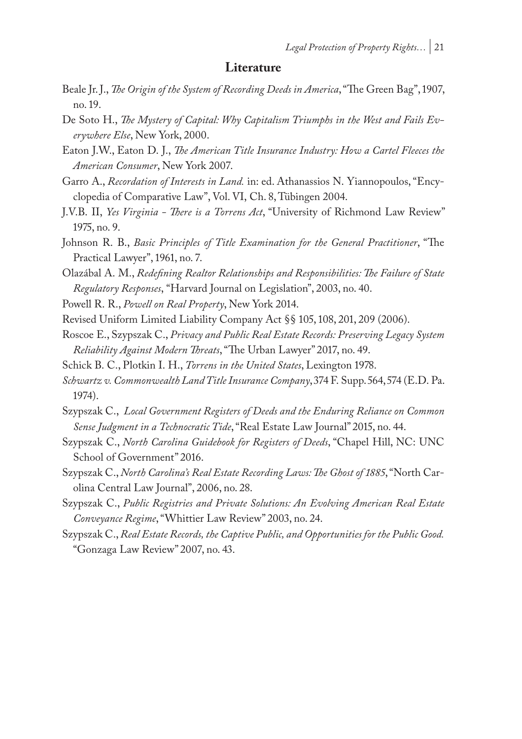## Literature

Beale Jr. J., *The Origin of the System of Recording Deeds in America*, "The Green Bag", 1907, no. 19.

De Soto H., *The Mystery of Capital: Why Capitalism Triumphs in the West and Fails Everywhere Else*, New York, 2000.

Eaton J.W., Eaton D. J., *The American Title Insurance Industry: How a Cartel Fleeces the American Consumer*, New York 2007.

Garro A., *Recordation of Interests in Land.* in: ed. Athanassios N. Yiannopoulos, "Encyclopedia of Comparative Law", Vol. VI, Ch. 8, Tübingen 2004.

J.V.B. II, *Yes Virginia - There is a Torrens Act*, "University of Richmond Law Review" 1975, no. 9.

Johnson R. B., *Basic Principles of Title Examination for the General Practitioner*, "The Practical Lawyer", 1961, no. 7.

Olazábal A. M., *Redefining Realtor Relationships and Responsibilities: The Failure of State Regulatory Responses*, "Harvard Journal on Legislation", 2003, no. 40.

Powell R. R., *Powell on Real Property*, New York 2014.

Revised Uniform Limited Liability Company Act §§ 105, 108, 201, 209 (2006).

Roscoe E., Szypszak C., *Privacy and Public Real Estate Records: Preserving Legacy System Reliability Against Modern Threats*, "The Urban Lawyer" 2017, no. 49.

Schick B. C., Plotkin I. H., *Torrens in the United States*, Lexington 1978.

*Schwartz v. Commonwealth Land Title Insurance Company*, 374 F. Supp. 564, 574 (E.D. Pa. 1974).

Szypszak C., *Local Government Registers of Deeds and the Enduring Reliance on Common Sense Judgment in a Technocratic Tide*, "Real Estate Law Journal" 2015, no. 44.

Szypszak C., *North Carolina Guidebook for Registers of Deeds*, "Chapel Hill, NC: UNC School of Government" 2016.

Szypszak C., *North Carolina's Real Estate Recording Laws: The Ghost of 1885*, "North Carolina Central Law Journal", 2006, no. 28.

Szypszak C., *Public Registries and Private Solutions: An Evolving American Real Estate Conveyance Regime*, "Whittier Law Review" 2003, no. 24.

Szypszak C., *Real Estate Records, the Captive Public, and Opportunities for the Public Good.* "Gonzaga Law Review" 2007, no. 43.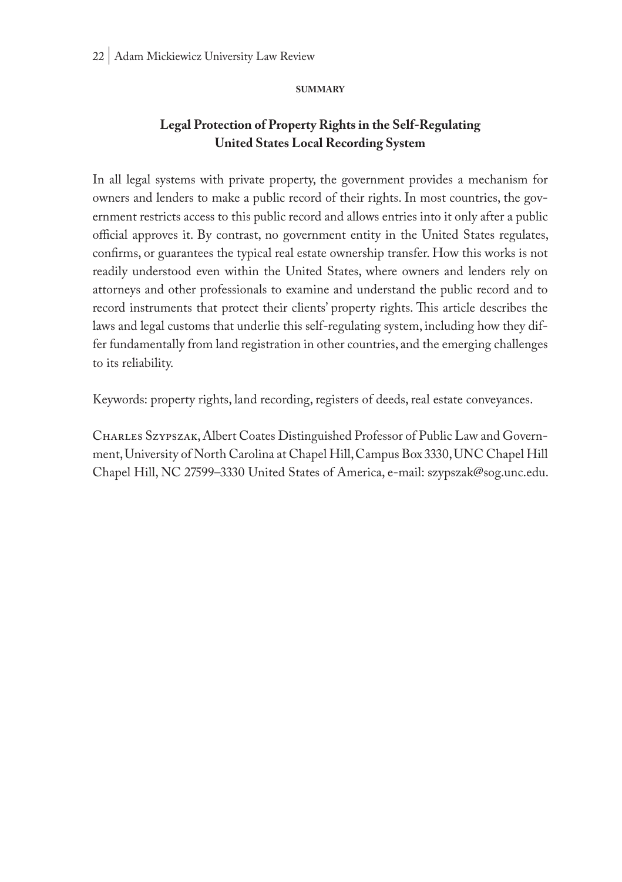**SUMMARY**

## Legal Protection of Property Rights in the Self-Regulating United States Local Recording System

In all legal systems with private property, the government provides a mechanism for owners and lenders to make a public record of their rights. In most countries, the government restricts access to this public record and allows entries into it only after a public official approves it. By contrast, no government entity in the United States regulates, confirms, or guarantees the typical real estate ownership transfer. How this works is not readily understood even within the United States, where owners and lenders rely on attorneys and other professionals to examine and understand the public record and to record instruments that protect their clients' property rights. This article describes the laws and legal customs that underlie this self-regulating system, including how they differ fundamentally from land registration in other countries, and the emerging challenges to its reliability.

Keywords: property rights, land recording, registers of deeds, real estate conveyances.

Charles Szypszak, Albert Coates Distinguished Professor of Public Law and Government, University of North Carolina at Chapel Hill, Campus Box 3330, UNC Chapel Hill Chapel Hill, NC 27599–3330 United States of America, e-mail: szypszak@sog.unc.edu.